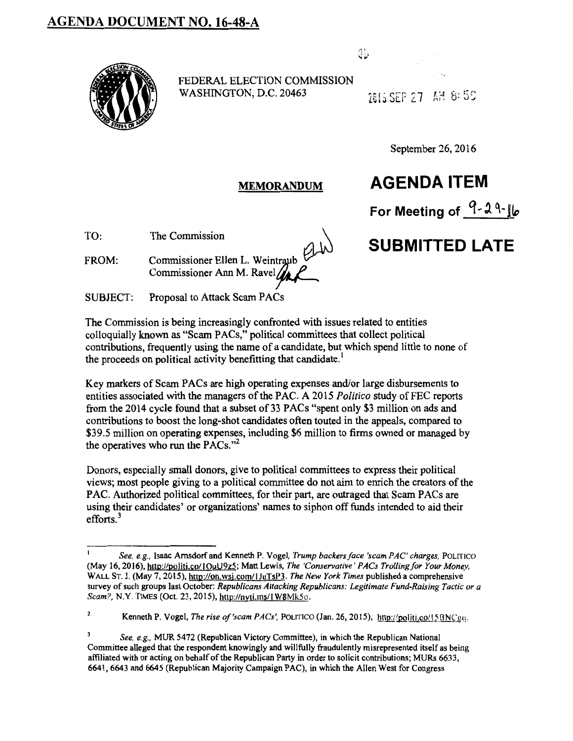# AGENDA DOCUMENT NO. 16-48-A

FEDERAL ELECTION COMMISSION
WASHINGTON, D.C. 20463

2016 SEP 27 AM 8:59

September 26, 2016

**MEMORANDUM**

**AGENDA ITEM**

**For Meeting of 9-29-16**

**SUBMITTED LATE**

TO: The Commission

FROM: Commissioner Ellen L. Weintraub
Commissioner Ann M. Ravel

SUBJECT: Proposal to Attack Scam PACs

The Commission is being increasingly confronted with issues related to entities colloquially known as "Scam PACs," political committees that collect political contributions, frequently using the name of a candidate, but which spend little to none of the proceeds on political activity benefitting that candidate.[1]

Key markers of Scam PACs are high operating expenses and/or large disbursements to entities associated with the managers of the PAC. A 2015 *Politico* study of FEC reports from the 2014 cycle found that a subset of 33 PACs "spent only $3 million on ads and contributions to boost the long-shot candidates often touted in the appeals, compared to $39.5 million on operating expenses, including $6 million to firms owned or managed by the operatives who run the PACs."[2]

Donors, especially small donors, give to political committees to express their political views; most people giving to a political committee do not aim to enrich the creators of the PAC. Authorized political committees, for their part, are outraged that Scam PACs are using their candidates' or organizations' names to siphon off funds intended to aid their efforts.[3]

---

[1] *See, e.g.,* Isaac Arnsdorf and Kenneth P. Vogel, *Trump backers face 'scam PAC' charges,* POLITICO (May 16, 2016), http://politi.co/1OuU9z5; Matt Lewis, *The 'Conservative' PACs Trolling for Your Money,* WALL ST. J. (May 7, 2015), http://on.wsj.com/1JuTsP3. *The New York Times* published a comprehensive survey of such groups last October: *Republicans Attacking Republicans: Legitimate Fund-Raising Tactic or a Scam?,* N.Y. TIMES (Oct. 23, 2015), http://nyti.ms/1W8Mk5o.

[2] Kenneth P. Vogel, *The rise of 'scam PACs',* POLITICO (Jan. 26, 2015), http://politi.co/15BNCgq.

[3] *See, e.g.,* MUR 5472 (Republican Victory Committee), in which the Republican National Committee alleged that the respondent knowingly and willfully fraudulently misrepresented itself as being affiliated with or acting on behalf of the Republican Party in order to solicit contributions; MURs 6633, 6641, 6643 and 6645 (Republican Majority Campaign PAC), in which the Allen West for Congress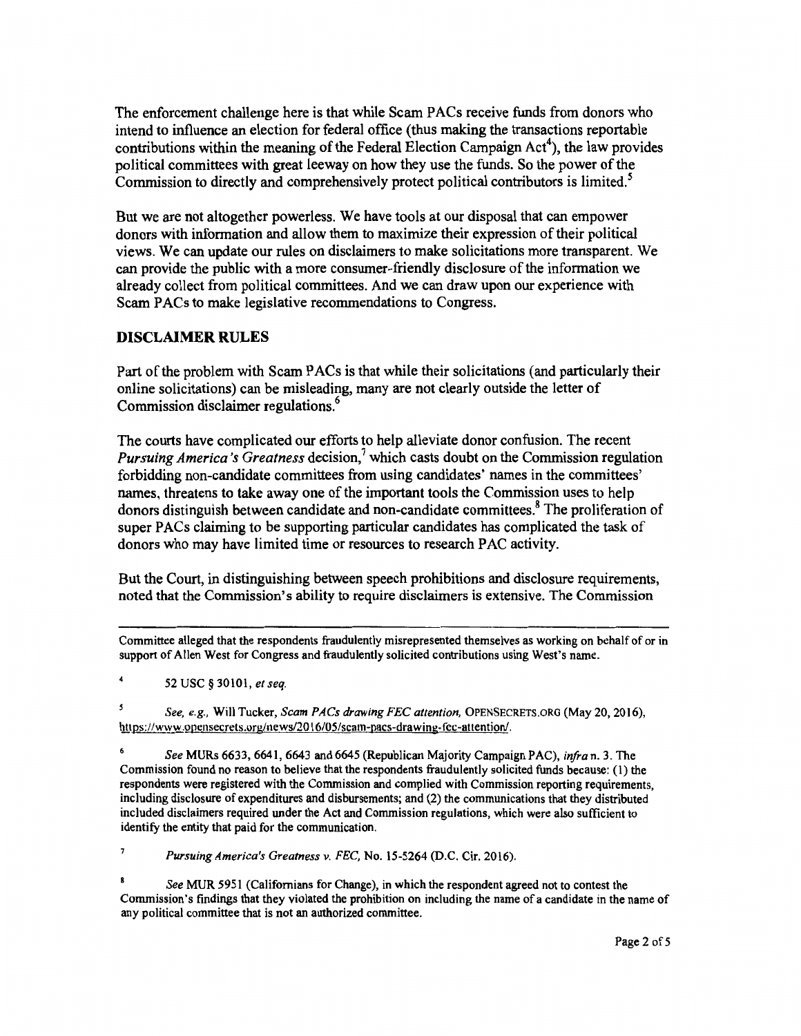The enforcement challenge here is that while Scam PACs receive funds from donors who intend to influence an election for federal office (thus making the transactions reportable contributions within the meaning of the Federal Election Campaign Act[4]), the law provides political committees with great leeway on how they use the funds. So the power of the Commission to directly and comprehensively protect political contributors is limited.[5]

But we are not altogether powerless. We have tools at our disposal that can empower donors with information and allow them to maximize their expression of their political views. We can update our rules on disclaimers to make solicitations more transparent. We can provide the public with a more consumer-friendly disclosure of the information we already collect from political committees. And we can draw upon our experience with Scam PACs to make legislative recommendations to Congress.

## DISCLAIMER RULES

Part of the problem with Scam PACs is that while their solicitations (and particularly their online solicitations) can be misleading, many are not clearly outside the letter of Commission disclaimer regulations.[6]

The courts have complicated our efforts to help alleviate donor confusion. The recent *Pursuing America's Greatness* decision,[7] which casts doubt on the Commission regulation forbidding non-candidate committees from using candidates' names in the committees' names, threatens to take away one of the important tools the Commission uses to help donors distinguish between candidate and non-candidate committees.[8] The proliferation of super PACs claiming to be supporting particular candidates has complicated the task of donors who may have limited time or resources to research PAC activity.

But the Court, in distinguishing between speech prohibitions and disclosure requirements, noted that the Commission's ability to require disclaimers is extensive. The Commission

---

Committee alleged that the respondents fraudulently misrepresented themselves as working on behalf of or in support of Allen West for Congress and fraudulently solicited contributions using West's name.

[4] 52 USC § 30101, *et seq.*

[5] *See, e.g.*, Will Tucker, *Scam PACs drawing FEC attention,* OPENSECRETS.ORG (May 20, 2016), https://www.opensecrets.org/news/2016/05/scam-pacs-drawing-fec-attention/.

[6] *See* MURs 6633, 6641, 6643 and 6645 (Republican Majority Campaign PAC), *infra* n. 3. The Commission found no reason to believe that the respondents fraudulently solicited funds because: (1) the respondents were registered with the Commission and complied with Commission reporting requirements, including disclosure of expenditures and disbursements; and (2) the communications that they distributed included disclaimers required under the Act and Commission regulations, which were also sufficient to identify the entity that paid for the communication.

[7] *Pursuing America's Greatness v. FEC,* No. 15-5264 (D.C. Cir. 2016).

[8] *See* MUR 5951 (Californians for Change), in which the respondent agreed not to contest the Commission's findings that they violated the prohibition on including the name of a candidate in the name of any political committee that is not an authorized committee.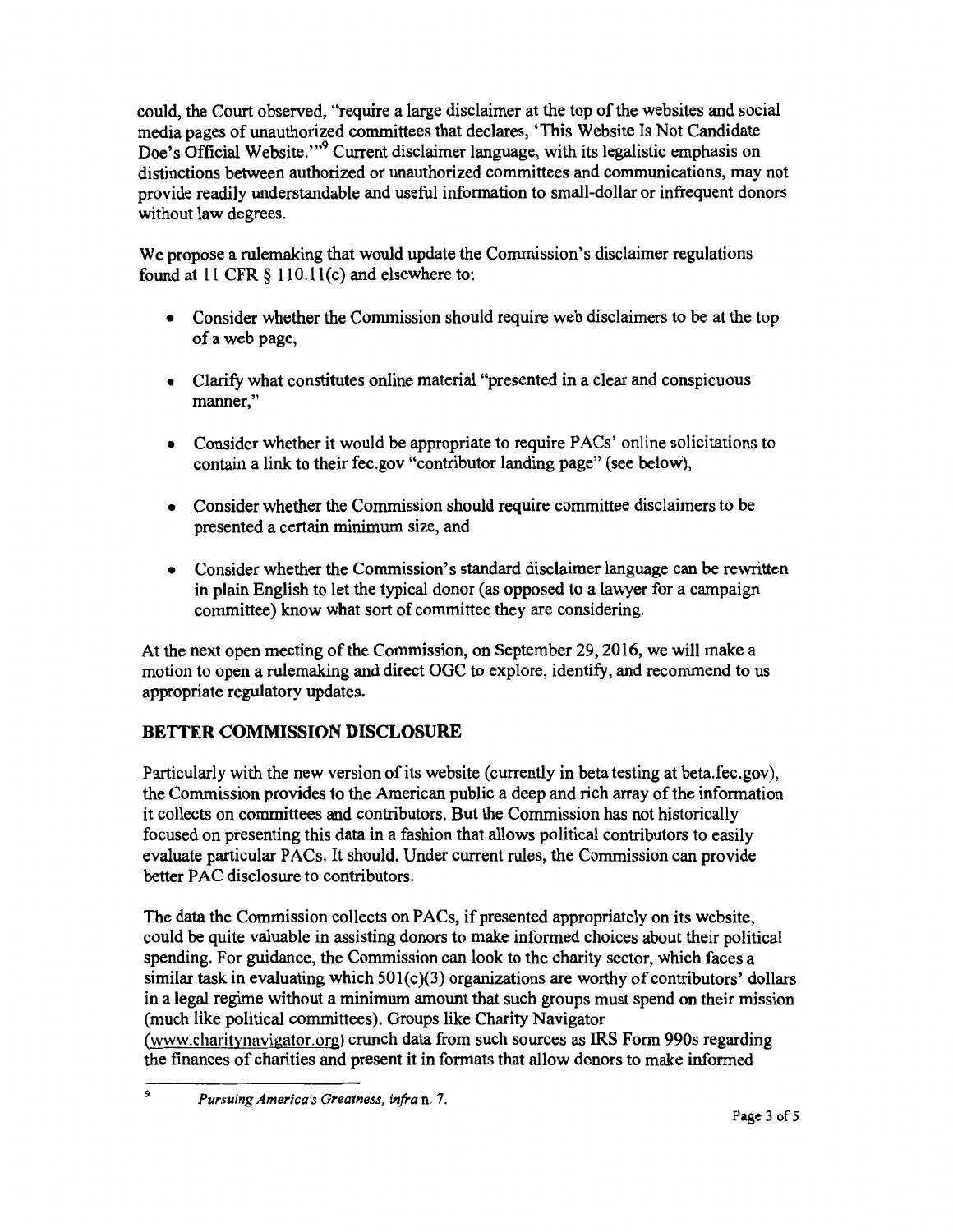could, the Court observed, "require a large disclaimer at the top of the websites and social media pages of unauthorized committees that declares, 'This Website Is Not Candidate Doe's Official Website.'"[9] Current disclaimer language, with its legalistic emphasis on distinctions between authorized or unauthorized committees and communications, may not provide readily understandable and useful information to small-dollar or infrequent donors without law degrees.

We propose a rulemaking that would update the Commission's disclaimer regulations found at 11 CFR § 110.11(c) and elsewhere to:

- Consider whether the Commission should require web disclaimers to be at the top of a web page,
- Clarify what constitutes online material "presented in a clear and conspicuous manner,"
- Consider whether it would be appropriate to require PACs' online solicitations to contain a link to their fec.gov "contributor landing page" (see below),
- Consider whether the Commission should require committee disclaimers to be presented a certain minimum size, and
- Consider whether the Commission's standard disclaimer language can be rewritten in plain English to let the typical donor (as opposed to a lawyer for a campaign committee) know what sort of committee they are considering.

At the next open meeting of the Commission, on September 29, 2016, we will make a motion to open a rulemaking and direct OGC to explore, identify, and recommend to us appropriate regulatory updates.

## BETTER COMMISSION DISCLOSURE

Particularly with the new version of its website (currently in beta testing at beta.fec.gov), the Commission provides to the American public a deep and rich array of the information it collects on committees and contributors. But the Commission has not historically focused on presenting this data in a fashion that allows political contributors to easily evaluate particular PACs. It should. Under current rules, the Commission can provide better PAC disclosure to contributors.

The data the Commission collects on PACs, if presented appropriately on its website, could be quite valuable in assisting donors to make informed choices about their political spending. For guidance, the Commission can look to the charity sector, which faces a similar task in evaluating which 501(c)(3) organizations are worthy of contributors' dollars in a legal regime without a minimum amount that such groups must spend on their mission (much like political committees). Groups like Charity Navigator (www.charitynavigator.org) crunch data from such sources as IRS Form 990s regarding the finances of charities and present it in formats that allow donors to make informed

---

[9] *Pursuing America's Greatness*, *infra* n. 7.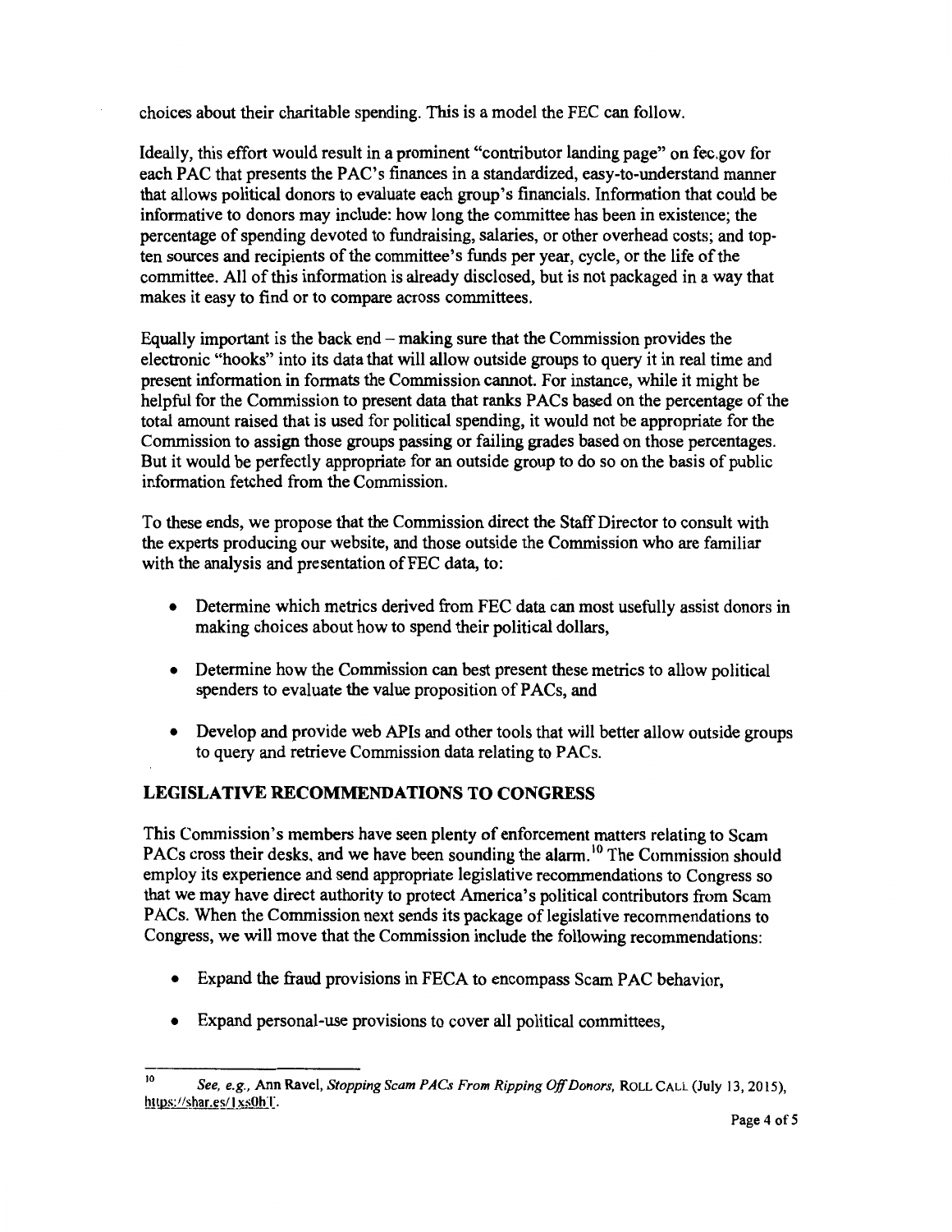choices about their charitable spending. This is a model the FEC can follow.

Ideally, this effort would result in a prominent "contributor landing page" on fec.gov for each PAC that presents the PAC's finances in a standardized, easy-to-understand manner that allows political donors to evaluate each group's financials. Information that could be informative to donors may include: how long the committee has been in existence; the percentage of spending devoted to fundraising, salaries, or other overhead costs; and top-ten sources and recipients of the committee's funds per year, cycle, or the life of the committee. All of this information is already disclosed, but is not packaged in a way that makes it easy to find or to compare across committees.

Equally important is the back end – making sure that the Commission provides the electronic "hooks" into its data that will allow outside groups to query it in real time and present information in formats the Commission cannot. For instance, while it might be helpful for the Commission to present data that ranks PACs based on the percentage of the total amount raised that is used for political spending, it would not be appropriate for the Commission to assign those groups passing or failing grades based on those percentages. But it would be perfectly appropriate for an outside group to do so on the basis of public information fetched from the Commission.

To these ends, we propose that the Commission direct the Staff Director to consult with the experts producing our website, and those outside the Commission who are familiar with the analysis and presentation of FEC data, to:

- Determine which metrics derived from FEC data can most usefully assist donors in making choices about how to spend their political dollars,
- Determine how the Commission can best present these metrics to allow political spenders to evaluate the value proposition of PACs, and
- Develop and provide web APIs and other tools that will better allow outside groups to query and retrieve Commission data relating to PACs.

## LEGISLATIVE RECOMMENDATIONS TO CONGRESS

This Commission's members have seen plenty of enforcement matters relating to Scam PACs cross their desks, and we have been sounding the alarm.[10] The Commission should employ its experience and send appropriate legislative recommendations to Congress so that we may have direct authority to protect America's political contributors from Scam PACs. When the Commission next sends its package of legislative recommendations to Congress, we will move that the Commission include the following recommendations:

- Expand the fraud provisions in FECA to encompass Scam PAC behavior,
- Expand personal-use provisions to cover all political committees,

---

[10] *See, e.g.*, Ann Ravel, *Stopping Scam PACs From Ripping Off Donors*, ROLL CALL (July 13, 2015), https://shar.es/1xs0hT.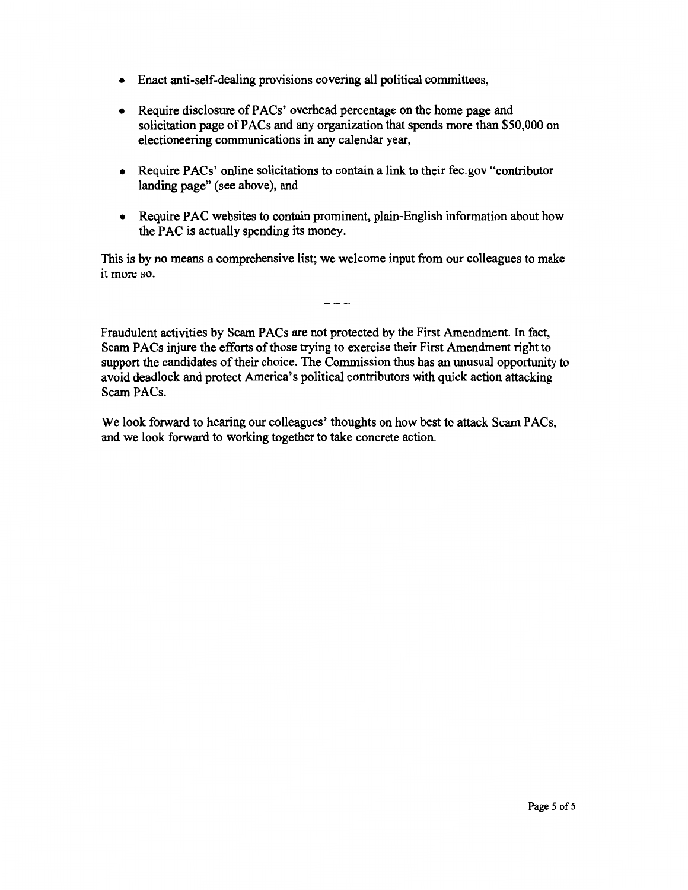- Enact anti-self-dealing provisions covering all political committees,
- Require disclosure of PACs' overhead percentage on the home page and solicitation page of PACs and any organization that spends more than $50,000 on electioneering communications in any calendar year,
- Require PACs' online solicitations to contain a link to their fec.gov "contributor landing page" (see above), and
- Require PAC websites to contain prominent, plain-English information about how the PAC is actually spending its money.

This is by no means a comprehensive list; we welcome input from our colleagues to make it more so.

– – –

Fraudulent activities by Scam PACs are not protected by the First Amendment. In fact, Scam PACs injure the efforts of those trying to exercise their First Amendment right to support the candidates of their choice. The Commission thus has an unusual opportunity to avoid deadlock and protect America's political contributors with quick action attacking Scam PACs.

We look forward to hearing our colleagues' thoughts on how best to attack Scam PACs, and we look forward to working together to take concrete action.